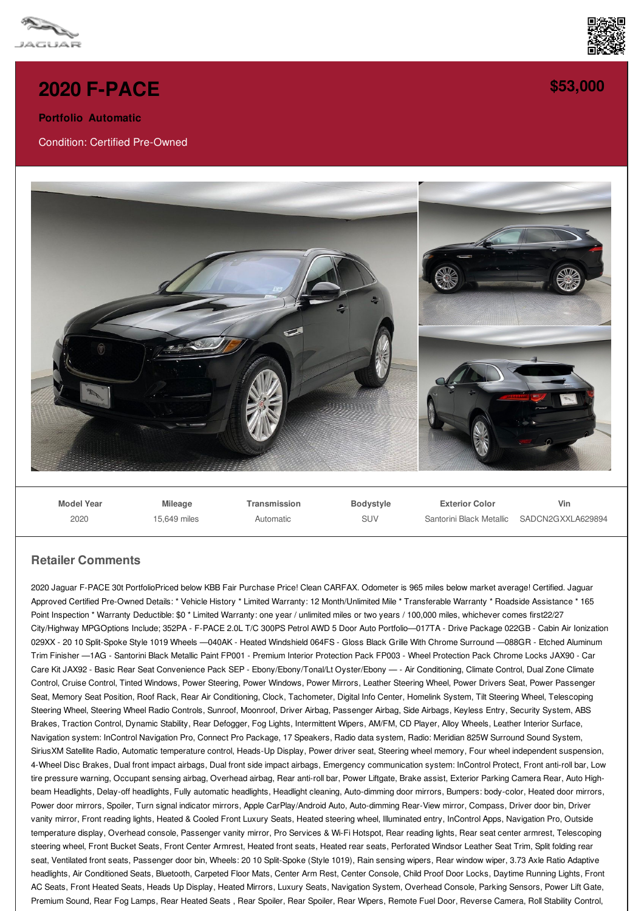# 2020 F-PACE

**$53,000**

**Portfolio Automatic**

Condition: Certified Pre-Owned

| Model Year | Mileage | Transmission | Bodystyle | Exterior Color | Vin |
|---|---|---|---|---|---|
| 2020 | 15,649 miles | Automatic | SUV | Santorini Black Metallic | SADCN2GXXLA629894 |

## Retailer Comments

2020 Jaguar F-PACE 30t PortfolioPriced below KBB Fair Purchase Price! Clean CARFAX. Odometer is 965 miles below market average! Certified. Jaguar Approved Certified Pre-Owned Details: * Vehicle History * Limited Warranty: 12 Month/Unlimited Mile * Transferable Warranty * Roadside Assistance * 165 Point Inspection * Warranty Deductible: $0 * Limited Warranty: one year / unlimited miles or two years / 100,000 miles, whichever comes first22/27 City/Highway MPGOptions Include; 352PA - F-PACE 2.0L T/C 300PS Petrol AWD 5 Door Auto Portfolio—017TA - Drive Package 022GB - Cabin Air Ionization 029XX - 20 10 Split-Spoke Style 1019 Wheels —040AK - Heated Windshield 064FS - Gloss Black Grille With Chrome Surround —088GR - Etched Aluminum Trim Finisher —1AG - Santorini Black Metallic Paint FP001 - Premium Interior Protection Pack FP003 - Wheel Protection Pack Chrome Locks JAX90 - Car Care Kit JAX92 - Basic Rear Seat Convenience Pack SEP - Ebony/Ebony/Tonal/Lt Oyster/Ebony — - Air Conditioning, Climate Control, Dual Zone Climate Control, Cruise Control, Tinted Windows, Power Steering, Power Windows, Power Mirrors, Leather Steering Wheel, Power Drivers Seat, Power Passenger Seat, Memory Seat Position, Roof Rack, Rear Air Conditioning, Clock, Tachometer, Digital Info Center, Homelink System, Tilt Steering Wheel, Telescoping Steering Wheel, Steering Wheel Radio Controls, Sunroof, Moonroof, Driver Airbag, Passenger Airbag, Side Airbags, Keyless Entry, Security System, ABS Brakes, Traction Control, Dynamic Stability, Rear Defogger, Fog Lights, Intermittent Wipers, AM/FM, CD Player, Alloy Wheels, Leather Interior Surface, Navigation system: InControl Navigation Pro, Connect Pro Package, 17 Speakers, Radio data system, Radio: Meridian 825W Surround Sound System, SiriusXM Satellite Radio, Automatic temperature control, Heads-Up Display, Power driver seat, Steering wheel memory, Four wheel independent suspension, 4-Wheel Disc Brakes, Dual front impact airbags, Dual front side impact airbags, Emergency communication system: InControl Protect, Front anti-roll bar, Low tire pressure warning, Occupant sensing airbag, Overhead airbag, Rear anti-roll bar, Power Liftgate, Brake assist, Exterior Parking Camera Rear, Auto High-beam Headlights, Delay-off headlights, Fully automatic headlights, Headlight cleaning, Auto-dimming door mirrors, Bumpers: body-color, Heated door mirrors, Power door mirrors, Spoiler, Turn signal indicator mirrors, Apple CarPlay/Android Auto, Auto-dimming Rear-View mirror, Compass, Driver door bin, Driver vanity mirror, Front reading lights, Heated & Cooled Front Luxury Seats, Heated steering wheel, Illuminated entry, InControl Apps, Navigation Pro, Outside temperature display, Overhead console, Passenger vanity mirror, Pro Services & Wi-Fi Hotspot, Rear reading lights, Rear seat center armrest, Telescoping steering wheel, Front Bucket Seats, Front Center Armrest, Heated front seats, Heated rear seats, Perforated Windsor Leather Seat Trim, Split folding rear seat, Ventilated front seats, Passenger door bin, Wheels: 20 10 Split-Spoke (Style 1019), Rain sensing wipers, Rear window wiper, 3.73 Axle Ratio Adaptive headlights, Air Conditioned Seats, Bluetooth, Carpeted Floor Mats, Center Arm Rest, Center Console, Child Proof Door Locks, Daytime Running Lights, Front AC Seats, Front Heated Seats, Heads Up Display, Heated Mirrors, Luxury Seats, Navigation System, Overhead Console, Parking Sensors, Power Lift Gate, Premium Sound, Rear Fog Lamps, Rear Heated Seats , Rear Spoiler, Rear Spoiler, Rear Wipers, Remote Fuel Door, Reverse Camera, Roll Stability Control,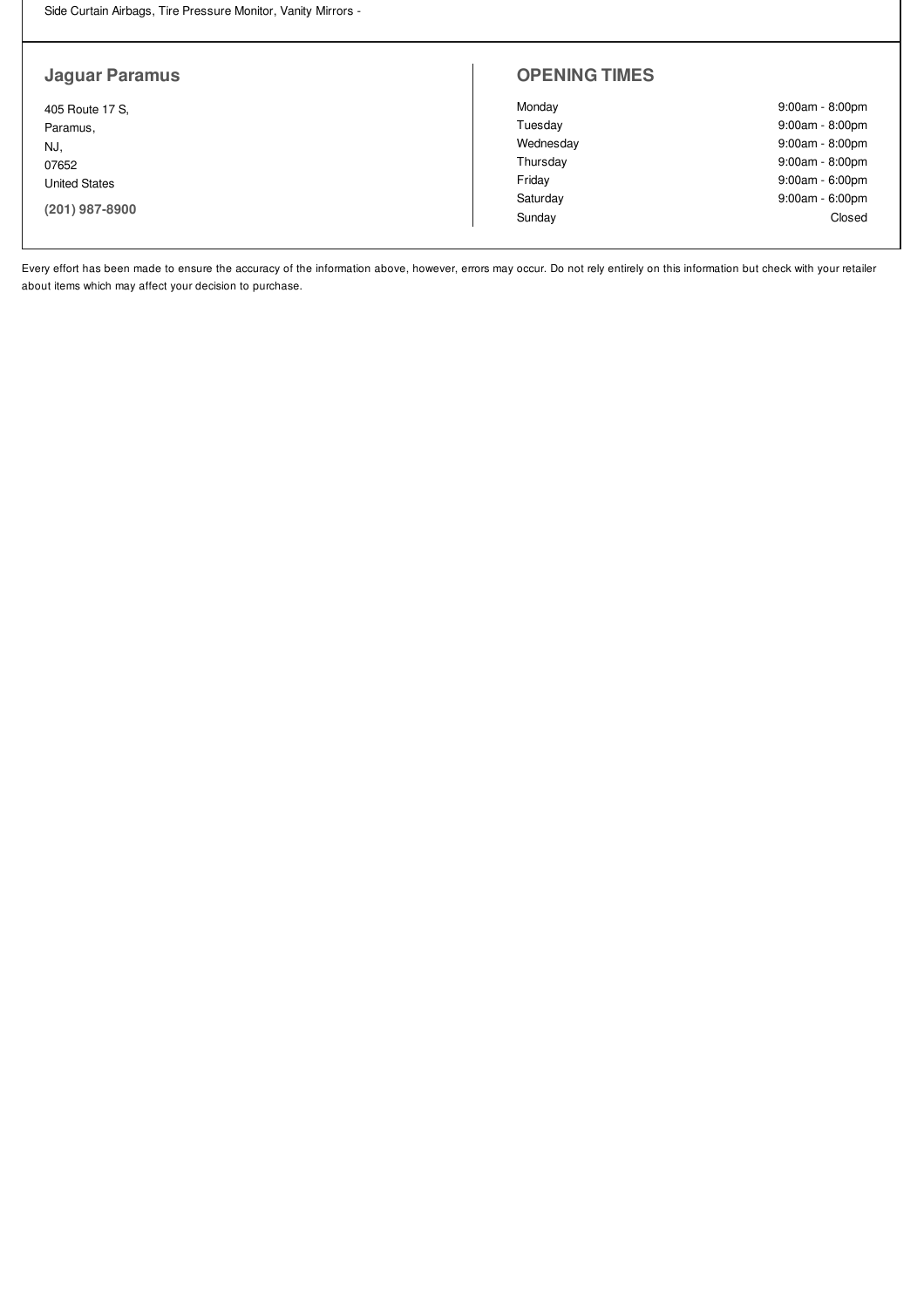Side Curtain Airbags, Tire Pressure Monitor, Vanity Mirrors -

## Jaguar Paramus

405 Route 17 S,
Paramus,
NJ,
07652
United States

**(201) 987-8900**

## OPENING TIMES

| | |
|---|---|
| Monday | 9:00am - 8:00pm |
| Tuesday | 9:00am - 8:00pm |
| Wednesday | 9:00am - 8:00pm |
| Thursday | 9:00am - 8:00pm |
| Friday | 9:00am - 6:00pm |
| Saturday | 9:00am - 6:00pm |
| Sunday | Closed |

Every effort has been made to ensure the accuracy of the information above, however, errors may occur. Do not rely entirely on this information but check with your retailer about items which may affect your decision to purchase.